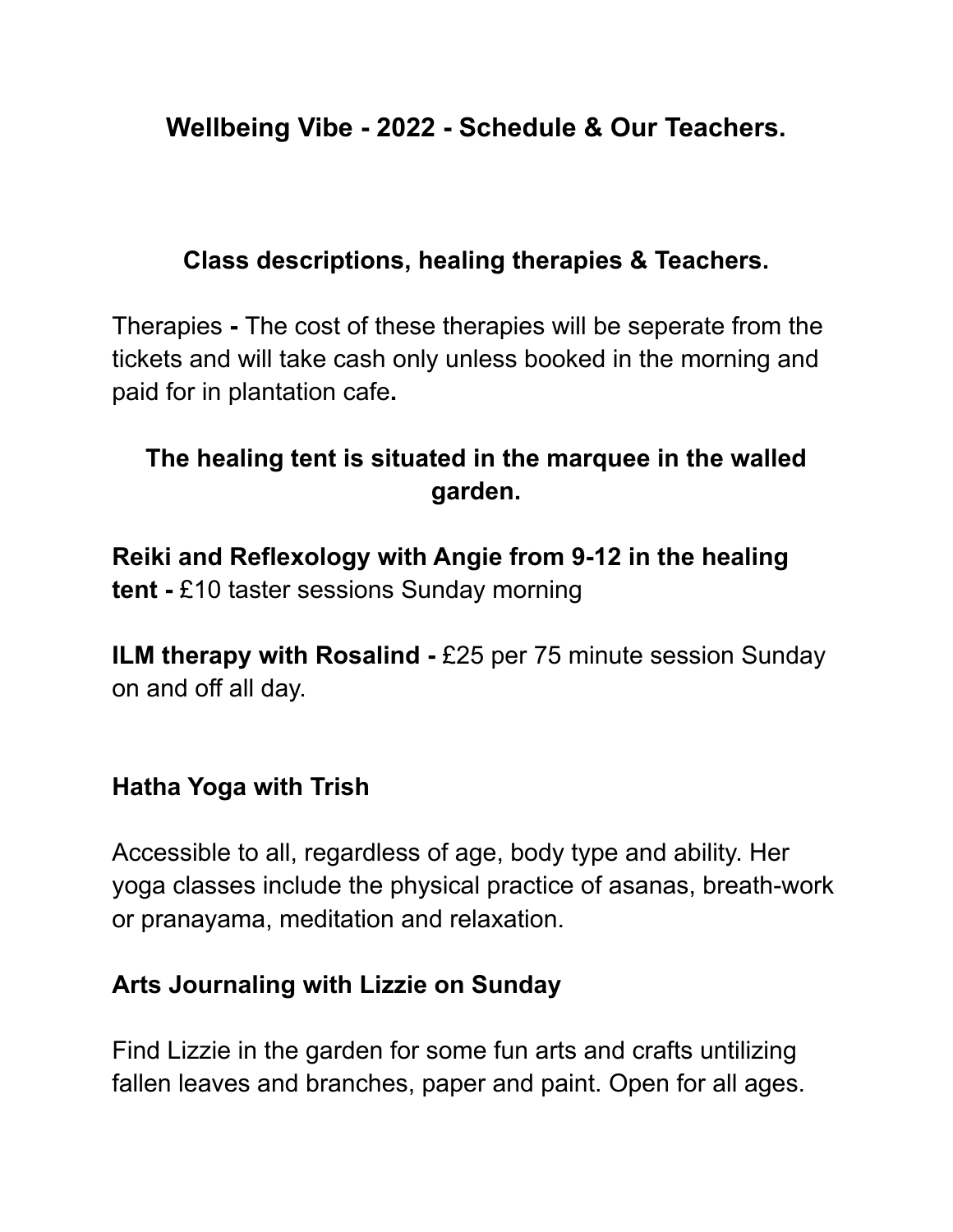# Wellbeing Vibe - 2022 - Schedule & Our Teachers.

## Class descriptions, healing therapies & Teachers.

Therapies **-** The cost of these therapies will be seperate from the tickets and will take cash only unless booked in the morning and paid for in plantation cafe**.**

**The healing tent is situated in the marquee in the walled garden.**

**Reiki and Reflexology with Angie from 9-12 in the healing tent -** £10 taster sessions Sunday morning

**ILM therapy with Rosalind -** £25 per 75 minute session Sunday on and off all day.

### Hatha Yoga with Trish

Accessible to all, regardless of age, body type and ability. Her yoga classes include the physical practice of asanas, breath-work or pranayama, meditation and relaxation.

### Arts Journaling with Lizzie on Sunday

Find Lizzie in the garden for some fun arts and crafts untilizing fallen leaves and branches, paper and paint. Open for all ages.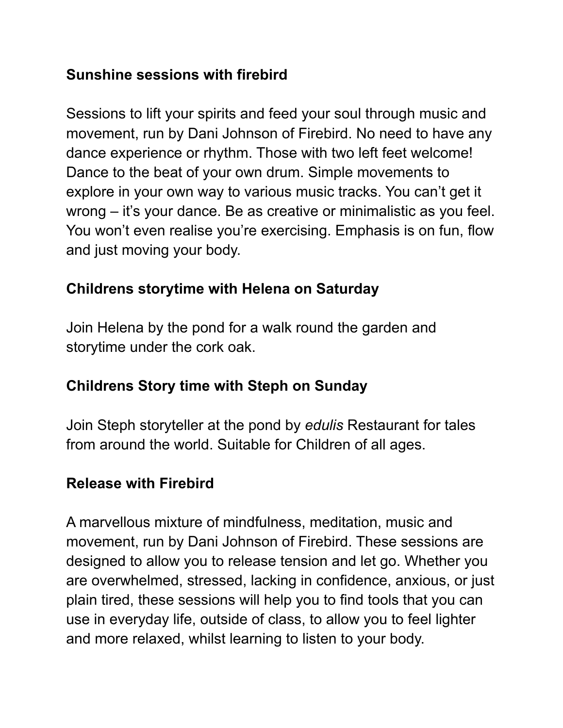**Sunshine sessions with firebird**

Sessions to lift your spirits and feed your soul through music and movement, run by Dani Johnson of Firebird. No need to have any dance experience or rhythm. Those with two left feet welcome! Dance to the beat of your own drum. Simple movements to explore in your own way to various music tracks. You can't get it wrong – it's your dance. Be as creative or minimalistic as you feel. You won't even realise you're exercising. Emphasis is on fun, flow and just moving your body.

**Childrens storytime with Helena on Saturday**

Join Helena by the pond for a walk round the garden and storytime under the cork oak.

**Childrens Story time with Steph on Sunday**

Join Steph storyteller at the pond by *edulis* Restaurant for tales from around the world. Suitable for Children of all ages.

**Release with Firebird**

A marvellous mixture of mindfulness, meditation, music and movement, run by Dani Johnson of Firebird. These sessions are designed to allow you to release tension and let go. Whether you are overwhelmed, stressed, lacking in confidence, anxious, or just plain tired, these sessions will help you to find tools that you can use in everyday life, outside of class, to allow you to feel lighter and more relaxed, whilst learning to listen to your body.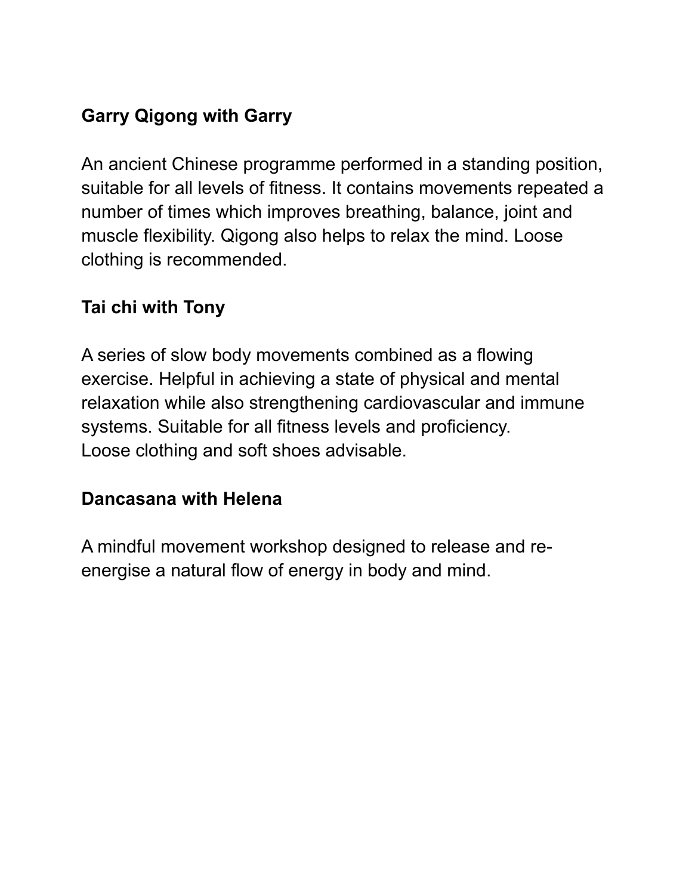**Garry Qigong with Garry**

An ancient Chinese programme performed in a standing position, suitable for all levels of fitness. It contains movements repeated a number of times which improves breathing, balance, joint and muscle flexibility. Qigong also helps to relax the mind. Loose clothing is recommended.

**Tai chi with Tony**

A series of slow body movements combined as a flowing exercise. Helpful in achieving a state of physical and mental relaxation while also strengthening cardiovascular and immune systems. Suitable for all fitness levels and proficiency.
Loose clothing and soft shoes advisable.

**Dancasana with Helena**

A mindful movement workshop designed to release and re-energise a natural flow of energy in body and mind.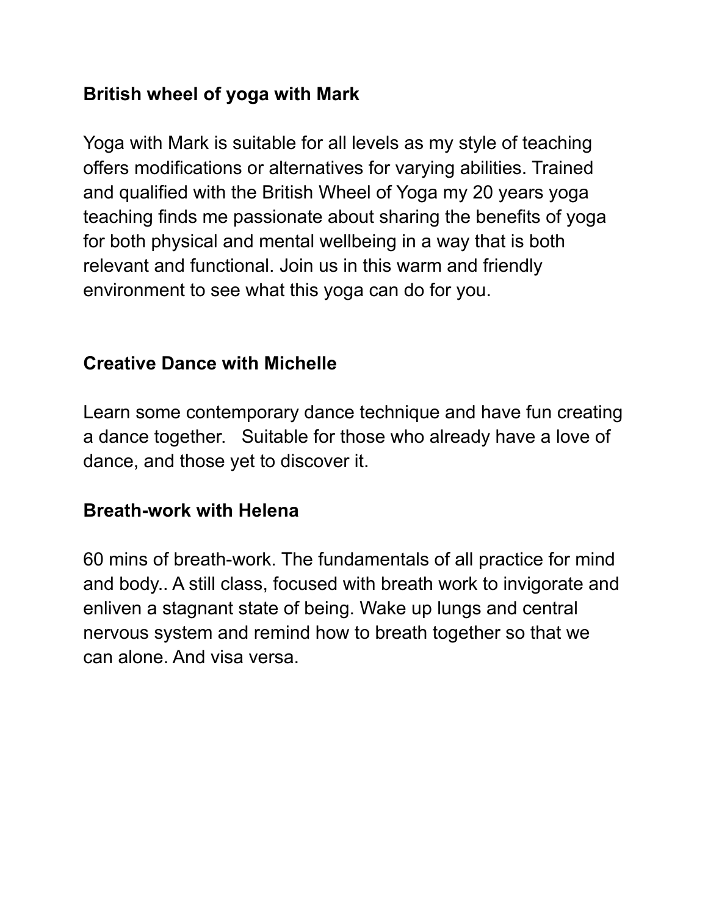**British wheel of yoga with Mark**

Yoga with Mark is suitable for all levels as my style of teaching offers modifications or alternatives for varying abilities. Trained and qualified with the British Wheel of Yoga my 20 years yoga teaching finds me passionate about sharing the benefits of yoga for both physical and mental wellbeing in a way that is both relevant and functional. Join us in this warm and friendly environment to see what this yoga can do for you.

**Creative Dance with Michelle**

Learn some contemporary dance technique and have fun creating a dance together. Suitable for those who already have a love of dance, and those yet to discover it.

**Breath-work with Helena**

60 mins of breath-work. The fundamentals of all practice for mind and body.. A still class, focused with breath work to invigorate and enliven a stagnant state of being. Wake up lungs and central nervous system and remind how to breath together so that we can alone. And visa versa.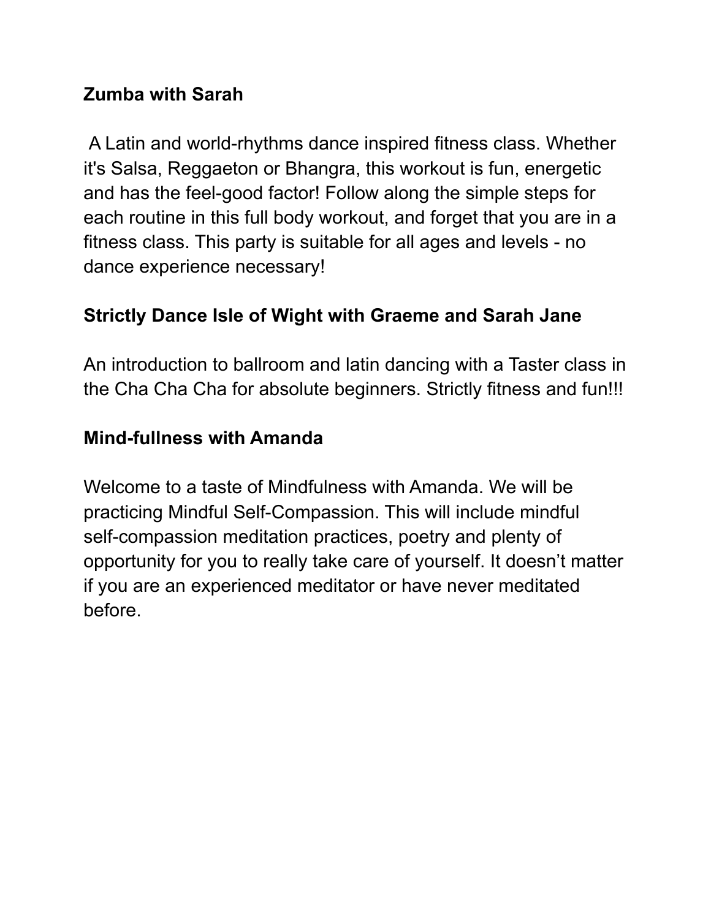**Zumba with Sarah**

A Latin and world-rhythms dance inspired fitness class. Whether it's Salsa, Reggaeton or Bhangra, this workout is fun, energetic and has the feel-good factor! Follow along the simple steps for each routine in this full body workout, and forget that you are in a fitness class. This party is suitable for all ages and levels - no dance experience necessary!

**Strictly Dance Isle of Wight with Graeme and Sarah Jane**

An introduction to ballroom and latin dancing with a Taster class in the Cha Cha Cha for absolute beginners. Strictly fitness and fun!!!

**Mind-fullness with Amanda**

Welcome to a taste of Mindfulness with Amanda. We will be practicing Mindful Self-Compassion. This will include mindful self-compassion meditation practices, poetry and plenty of opportunity for you to really take care of yourself. It doesn’t matter if you are an experienced meditator or have never meditated before.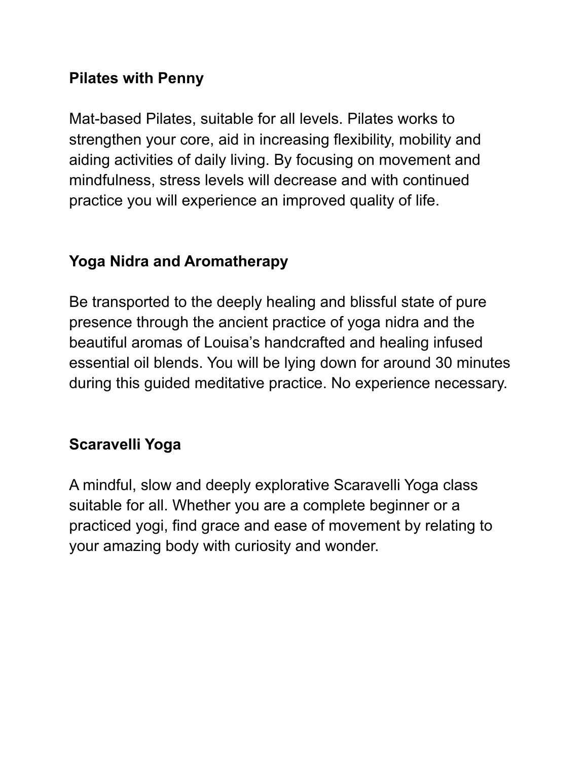**Pilates with Penny**

Mat-based Pilates, suitable for all levels. Pilates works to strengthen your core, aid in increasing flexibility, mobility and aiding activities of daily living. By focusing on movement and mindfulness, stress levels will decrease and with continued practice you will experience an improved quality of life.

**Yoga Nidra and Aromatherapy**

Be transported to the deeply healing and blissful state of pure presence through the ancient practice of yoga nidra and the beautiful aromas of Louisa's handcrafted and healing infused essential oil blends. You will be lying down for around 30 minutes during this guided meditative practice. No experience necessary.

**Scaravelli Yoga**

A mindful, slow and deeply explorative Scaravelli Yoga class suitable for all. Whether you are a complete beginner or a practiced yogi, find grace and ease of movement by relating to your amazing body with curiosity and wonder.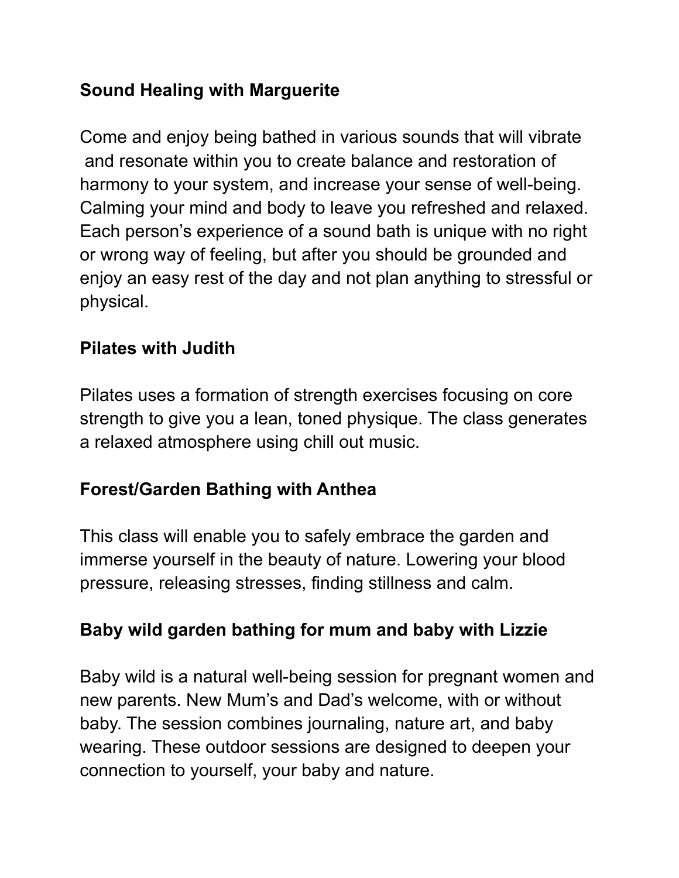**Sound Healing with Marguerite**

Come and enjoy being bathed in various sounds that will vibrate and resonate within you to create balance and restoration of harmony to your system, and increase your sense of well-being. Calming your mind and body to leave you refreshed and relaxed. Each person's experience of a sound bath is unique with no right or wrong way of feeling, but after you should be grounded and enjoy an easy rest of the day and not plan anything to stressful or physical.

**Pilates with Judith**

Pilates uses a formation of strength exercises focusing on core strength to give you a lean, toned physique. The class generates a relaxed atmosphere using chill out music.

**Forest/Garden Bathing with Anthea**

This class will enable you to safely embrace the garden and immerse yourself in the beauty of nature. Lowering your blood pressure, releasing stresses, finding stillness and calm.

**Baby wild garden bathing for mum and baby with Lizzie**

Baby wild is a natural well-being session for pregnant women and new parents. New Mum's and Dad's welcome, with or without baby. The session combines journaling, nature art, and baby wearing. These outdoor sessions are designed to deepen your connection to yourself, your baby and nature.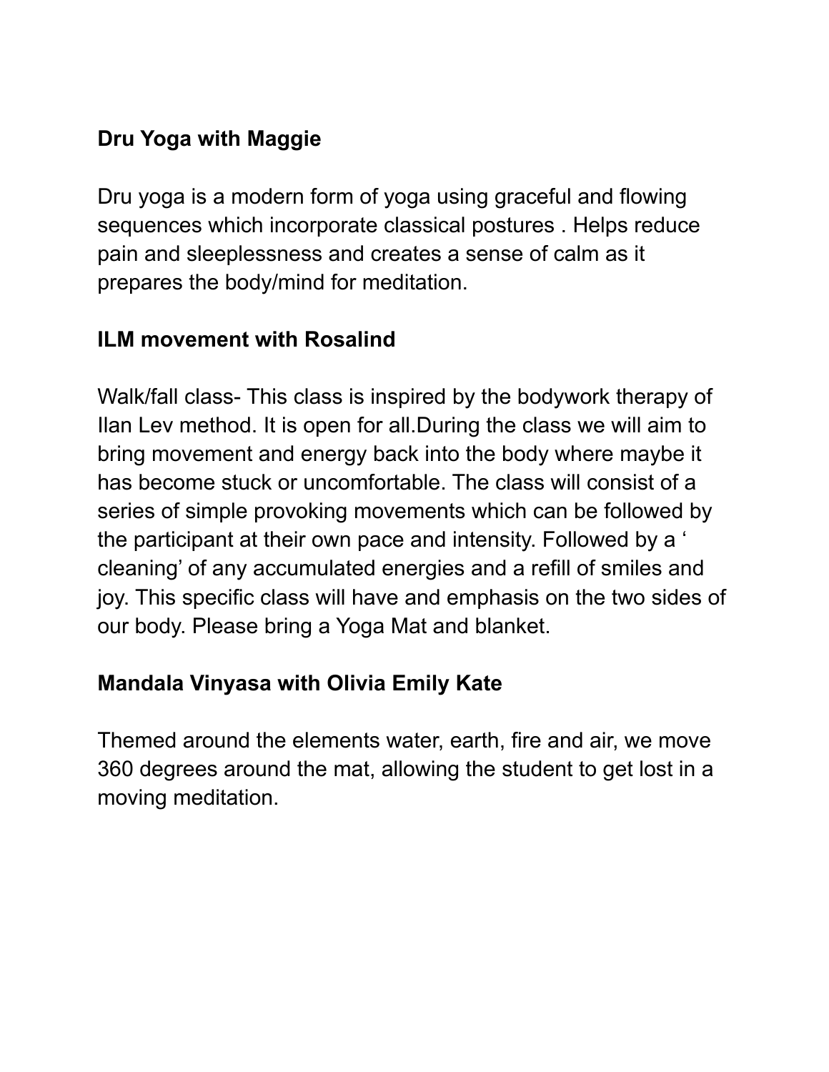**Dru Yoga with Maggie**

Dru yoga is a modern form of yoga using graceful and flowing sequences which incorporate classical postures . Helps reduce pain and sleeplessness and creates a sense of calm as it prepares the body/mind for meditation.

**ILM movement with Rosalind**

Walk/fall class- This class is inspired by the bodywork therapy of Ilan Lev method. It is open for all.During the class we will aim to bring movement and energy back into the body where maybe it has become stuck or uncomfortable. The class will consist of a series of simple provoking movements which can be followed by the participant at their own pace and intensity. Followed by a ' cleaning' of any accumulated energies and a refill of smiles and joy. This specific class will have and emphasis on the two sides of our body. Please bring a Yoga Mat and blanket.

**Mandala Vinyasa with Olivia Emily Kate**

Themed around the elements water, earth, fire and air, we move 360 degrees around the mat, allowing the student to get lost in a moving meditation.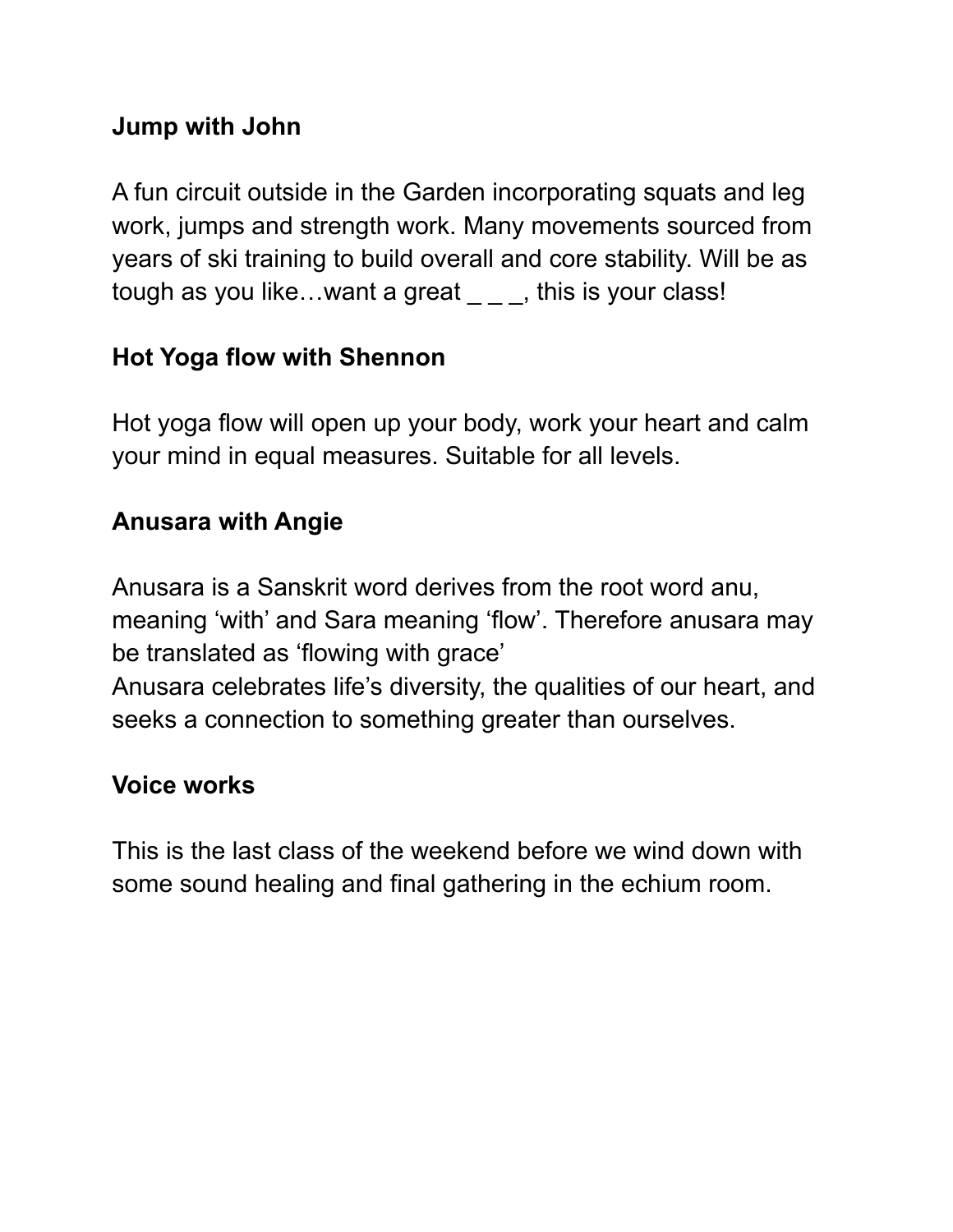**Jump with John**

A fun circuit outside in the Garden incorporating squats and leg work, jumps and strength work. Many movements sourced from years of ski training to build overall and core stability. Will be as tough as you like…want a great _ _ _, this is your class!

**Hot Yoga flow with Shennon**

Hot yoga flow will open up your body, work your heart and calm your mind in equal measures. Suitable for all levels.

**Anusara with Angie**

Anusara is a Sanskrit word derives from the root word anu, meaning 'with' and Sara meaning 'flow'. Therefore anusara may be translated as 'flowing with grace'
Anusara celebrates life's diversity, the qualities of our heart, and seeks a connection to something greater than ourselves.

**Voice works**

This is the last class of the weekend before we wind down with some sound healing and final gathering in the echium room.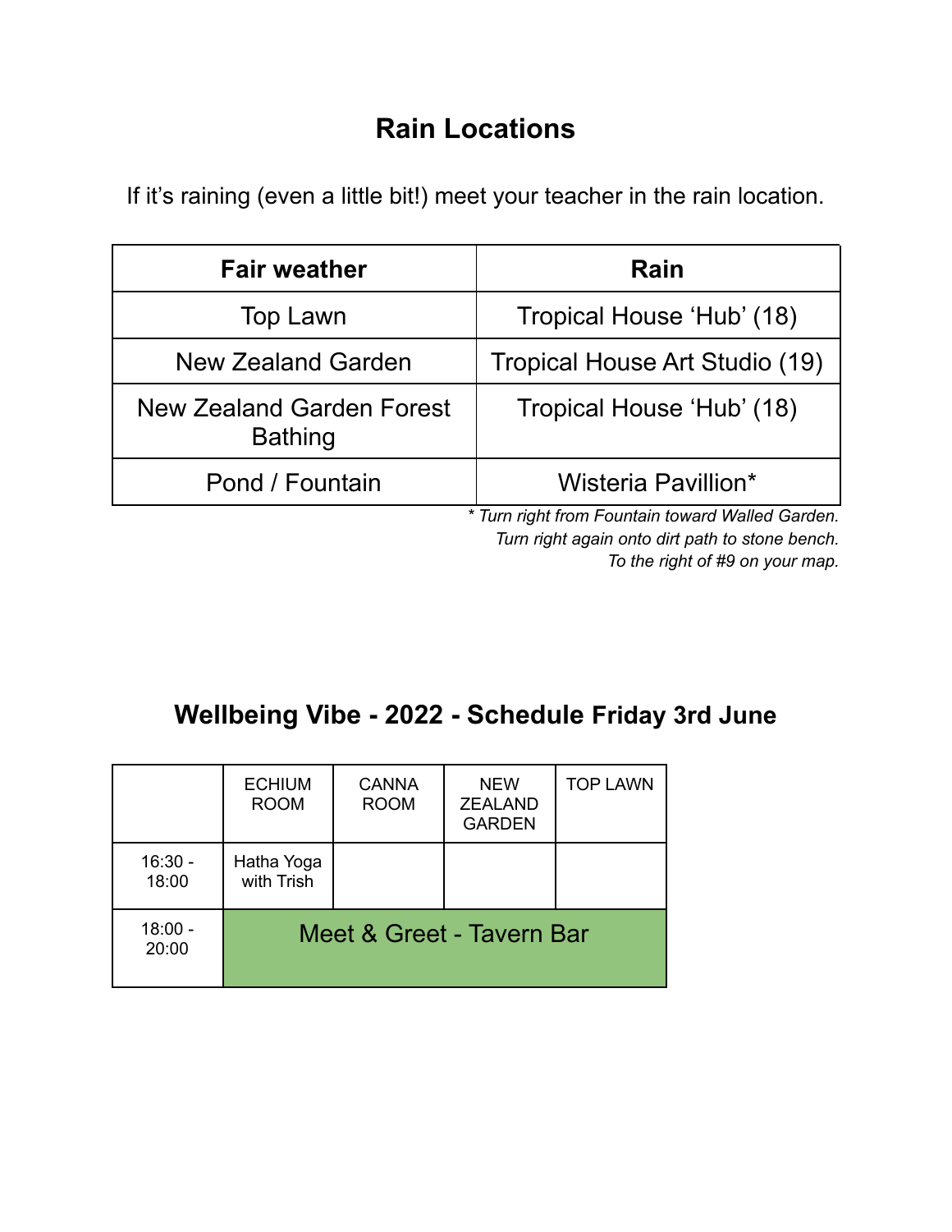## Rain Locations

If it's raining (even a little bit!) meet your teacher in the rain location.

| Fair weather | Rain |
|---|---|
| Top Lawn | Tropical House 'Hub' (18) |
| New Zealand Garden | Tropical House Art Studio (19) |
| New Zealand Garden Forest Bathing | Tropical House 'Hub' (18) |
| Pond / Fountain | Wisteria Pavillion* |

*\* Turn right from Fountain toward Walled Garden. Turn right again onto dirt path to stone bench. To the right of #9 on your map.*

## Wellbeing Vibe - 2022 - Schedule Friday 3rd June

| | ECHIUM ROOM | CANNA ROOM | NEW ZEALAND GARDEN | TOP LAWN |
|---|---|---|---|---|
| 16:30 - 18:00 | Hatha Yoga with Trish | | | |
| 18:00 - 20:00 | Meet & Greet - Tavern Bar | | | |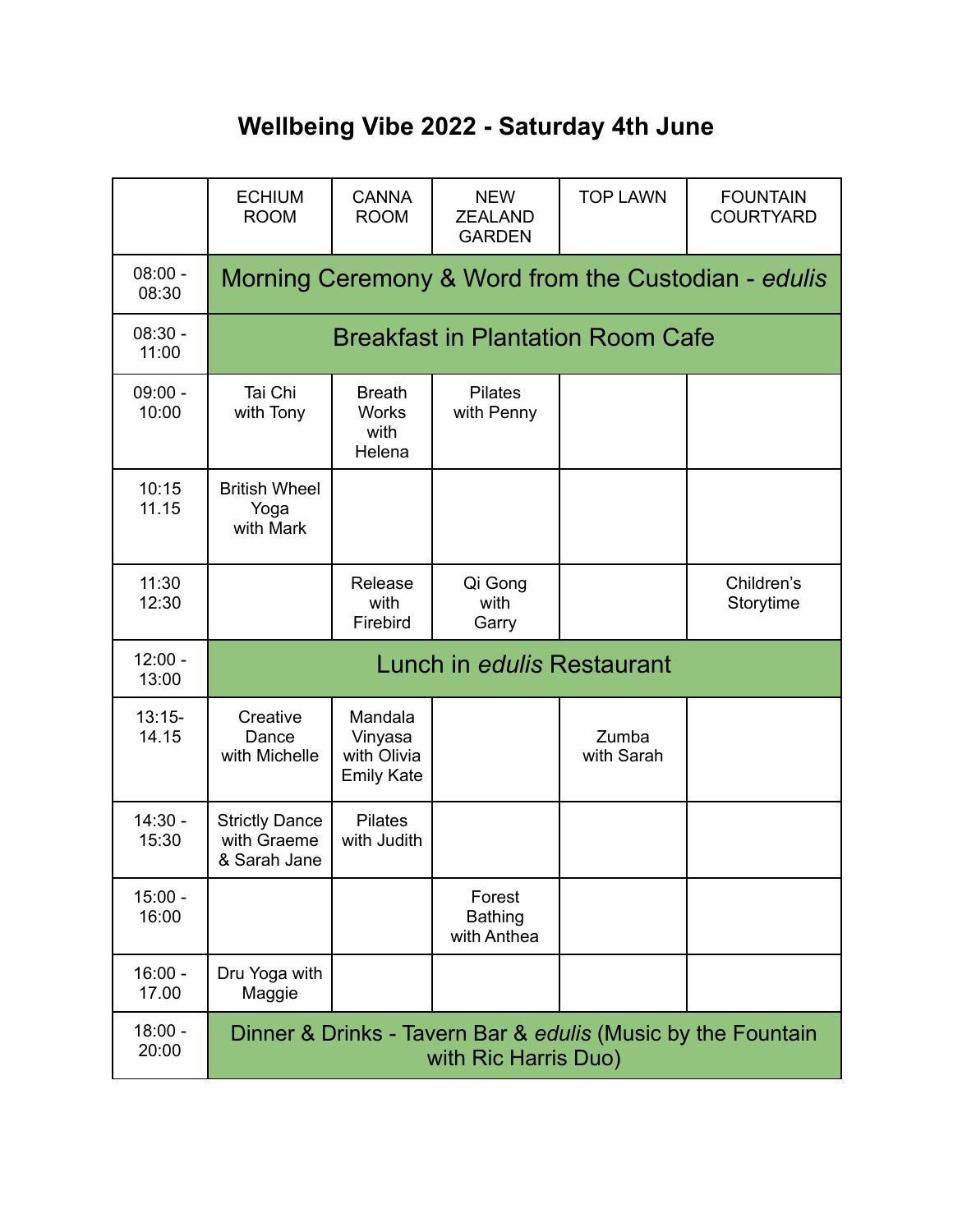# Wellbeing Vibe 2022 - Saturday 4th June

| | ECHIUM ROOM | CANNA ROOM | NEW ZEALAND GARDEN | TOP LAWN | FOUNTAIN COURTYARD |
|---|---|---|---|---|---|
| 08:00 - 08:30 | Morning Ceremony & Word from the Custodian - *edulis* | | | | |
| 08:30 - 11:00 | Breakfast in Plantation Room Cafe | | | | |
| 09:00 - 10:00 | Tai Chi with Tony | Breath Works with Helena | Pilates with Penny | | |
| 10:15 11.15 | British Wheel Yoga with Mark | | | | |
| 11:30 12:30 | | Release with Firebird | Qi Gong with Garry | | Children's Storytime |
| 12:00 - 13:00 | Lunch in *edulis* Restaurant | | | | |
| 13:15- 14.15 | Creative Dance with Michelle | Mandala Vinyasa with Olivia Emily Kate | | Zumba with Sarah | |
| 14:30 - 15:30 | Strictly Dance with Graeme & Sarah Jane | Pilates with Judith | | | |
| 15:00 - 16:00 | | | Forest Bathing with Anthea | | |
| 16:00 - 17.00 | Dru Yoga with Maggie | | | | |
| 18:00 - 20:00 | Dinner & Drinks - Tavern Bar & *edulis* (Music by the Fountain with Ric Harris Duo) | | | | |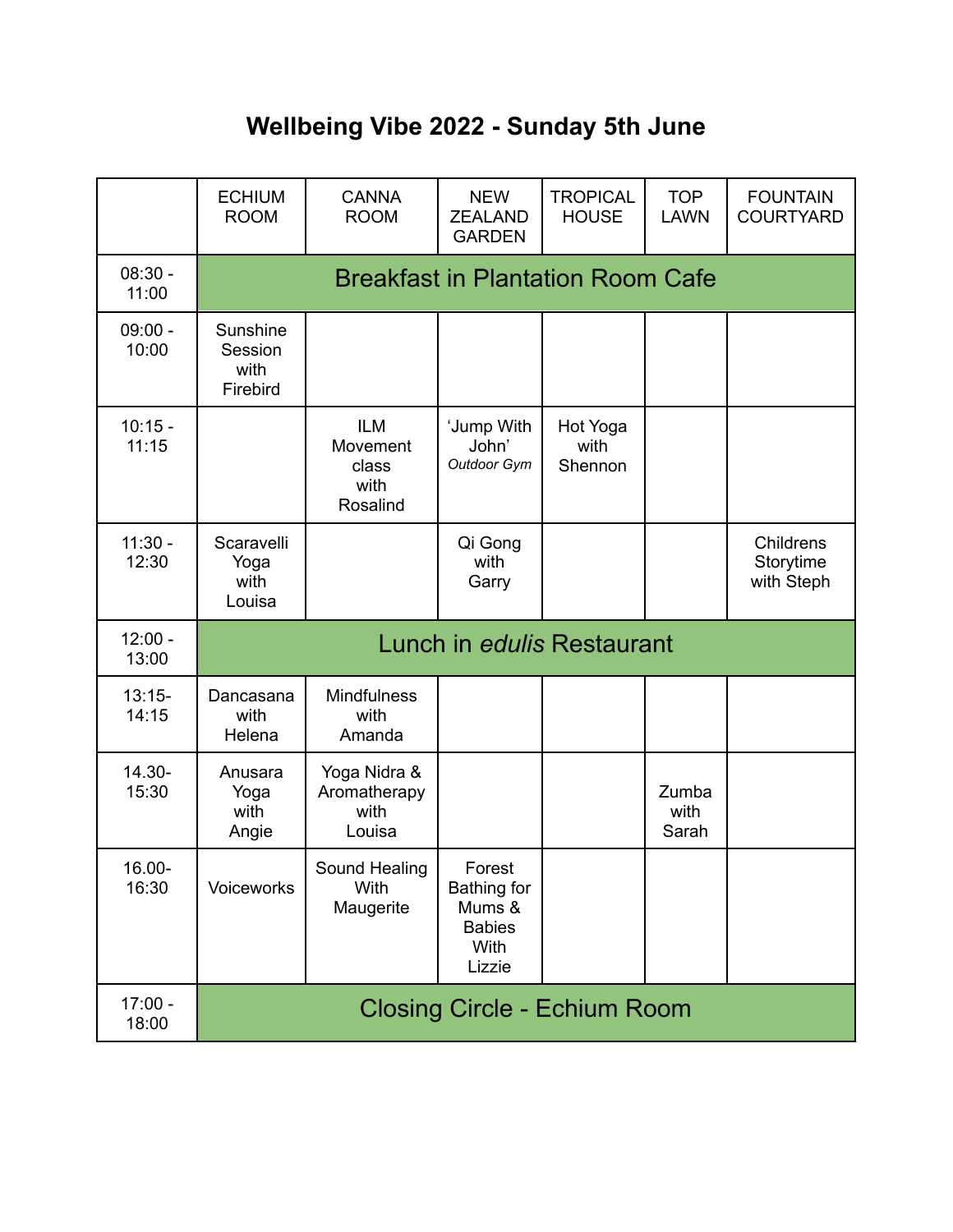# Wellbeing Vibe 2022 - Sunday 5th June

| | ECHIUM ROOM | CANNA ROOM | NEW ZEALAND GARDEN | TROPICAL HOUSE | TOP LAWN | FOUNTAIN COURTYARD |
|---|---|---|---|---|---|---|
| 08:30 - 11:00 | Breakfast in Plantation Room Cafe | | | | | |
| 09:00 - 10:00 | Sunshine Session with Firebird | | | | | |
| 10:15 - 11:15 | | ILM Movement class with Rosalind | 'Jump With John' *Outdoor Gym* | Hot Yoga with Shennon | | |
| 11:30 - 12:30 | Scaravelli Yoga with Louisa | | Qi Gong with Garry | | | Childrens Storytime with Steph |
| 12:00 - 13:00 | Lunch in *edulis* Restaurant | | | | | |
| 13:15- 14:15 | Dancasana with Helena | Mindfulness with Amanda | | | | |
| 14.30- 15:30 | Anusara Yoga with Angie | Yoga Nidra & Aromatherapy with Louisa | | | Zumba with Sarah | |
| 16.00- 16:30 | Voiceworks | Sound Healing With Maugerite | Forest Bathing for Mums & Babies With Lizzie | | | |
| 17:00 - 18:00 | Closing Circle - Echium Room | | | | | |